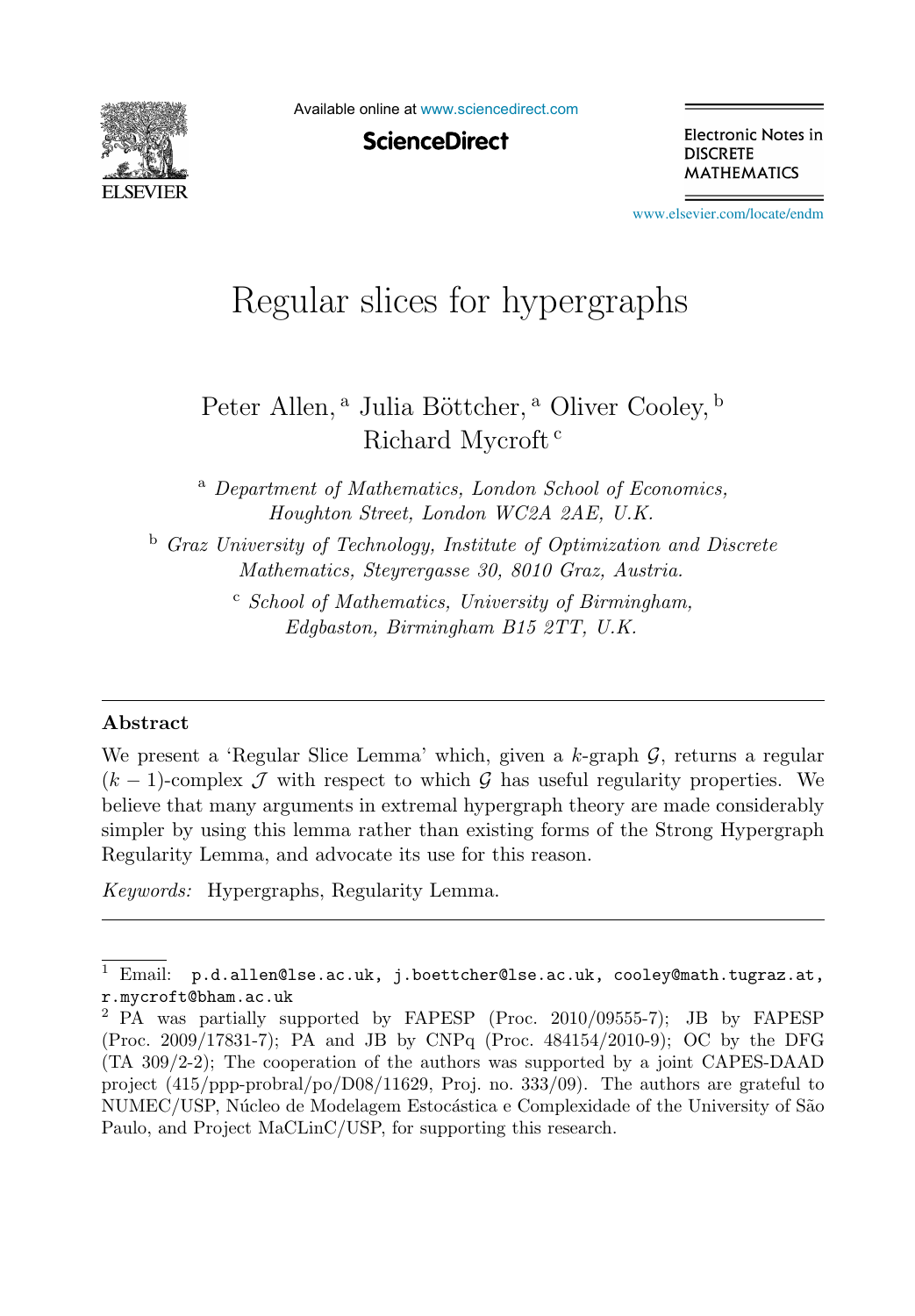# Regular slices for hypergraphs

Peter Allen, [a] Julia Böttcher, [a] Oliver Cooley, [b] Richard Mycroft [c]

[a] *Department of Mathematics, London School of Economics, Houghton Street, London WC2A 2AE, U.K.*

[b] *Graz University of Technology, Institute of Optimization and Discrete Mathematics, Steyrergasse 30, 8010 Graz, Austria.*

[c] *School of Mathematics, University of Birmingham, Edgbaston, Birmingham B15 2TT, U.K.*

---

**Abstract**

We present a 'Regular Slice Lemma' which, given a $k$-graph $\mathcal{G}$, returns a regular $(k-1)$-complex $\mathcal{J}$ with respect to which $\mathcal{G}$ has useful regularity properties. We believe that many arguments in extremal hypergraph theory are made considerably simpler by using this lemma rather than existing forms of the Strong Hypergraph Regularity Lemma, and advocate its use for this reason.

*Keywords:* Hypergraphs, Regularity Lemma.

---

[1] Email: p.d.allen@lse.ac.uk, j.boettcher@lse.ac.uk, cooley@math.tugraz.at, r.mycroft@bham.ac.uk

[2] PA was partially supported by FAPESP (Proc. 2010/09555-7); JB by FAPESP (Proc. 2009/17831-7); PA and JB by CNPq (Proc. 484154/2010-9); OC by the DFG (TA 309/2-2); The cooperation of the authors was supported by a joint CAPES-DAAD project (415/ppp-probral/po/D08/11629, Proj. no. 333/09). The authors are grateful to NUMEC/USP, Núcleo de Modelagem Estocástica e Complexidade of the University of São Paulo, and Project MaCLinC/USP, for supporting this research.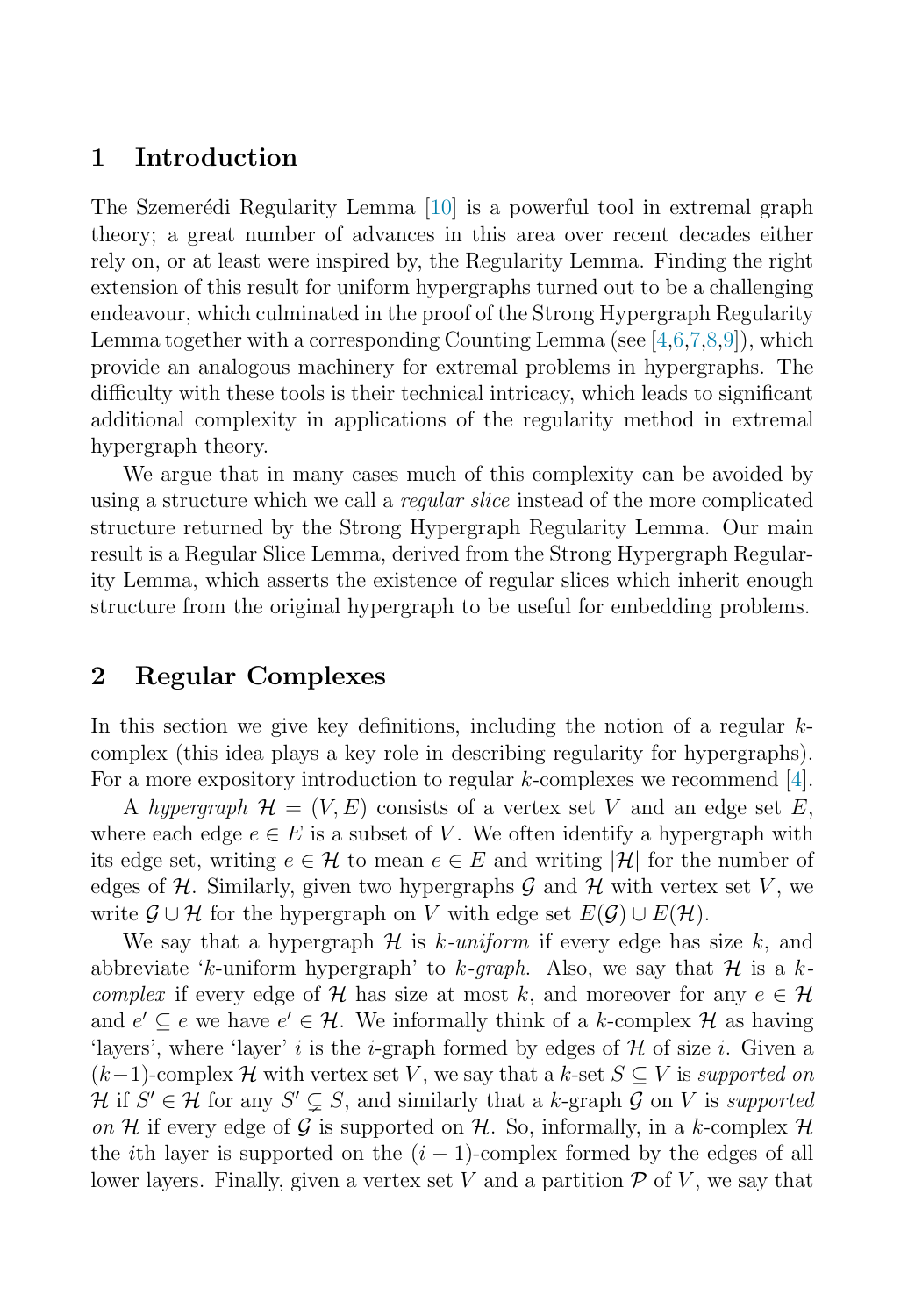## 1 Introduction

The Szemerédi Regularity Lemma [10] is a powerful tool in extremal graph theory; a great number of advances in this area over recent decades either rely on, or at least were inspired by, the Regularity Lemma. Finding the right extension of this result for uniform hypergraphs turned out to be a challenging endeavour, which culminated in the proof of the Strong Hypergraph Regularity Lemma together with a corresponding Counting Lemma (see [4,6,7,8,9]), which provide an analogous machinery for extremal problems in hypergraphs. The difficulty with these tools is their technical intricacy, which leads to significant additional complexity in applications of the regularity method in extremal hypergraph theory.

We argue that in many cases much of this complexity can be avoided by using a structure which we call a *regular slice* instead of the more complicated structure returned by the Strong Hypergraph Regularity Lemma. Our main result is a Regular Slice Lemma, derived from the Strong Hypergraph Regularity Lemma, which asserts the existence of regular slices which inherit enough structure from the original hypergraph to be useful for embedding problems.

## 2 Regular Complexes

In this section we give key definitions, including the notion of a regular $k$-complex (this idea plays a key role in describing regularity for hypergraphs). For a more expository introduction to regular $k$-complexes we recommend [4].

A *hypergraph* $\mathcal{H} = (V, E)$ consists of a vertex set $V$ and an edge set $E$, where each edge $e \in E$ is a subset of $V$. We often identify a hypergraph with its edge set, writing $e \in \mathcal{H}$ to mean $e \in E$ and writing $|\mathcal{H}|$ for the number of edges of $\mathcal{H}$. Similarly, given two hypergraphs $\mathcal{G}$ and $\mathcal{H}$ with vertex set $V$, we write $\mathcal{G} \cup \mathcal{H}$ for the hypergraph on $V$ with edge set $E(\mathcal{G}) \cup E(\mathcal{H})$.

We say that a hypergraph $\mathcal{H}$ is $k$-*uniform* if every edge has size $k$, and abbreviate '$k$-uniform hypergraph' to $k$-*graph*. Also, we say that $\mathcal{H}$ is a $k$-*complex* if every edge of $\mathcal{H}$ has size at most $k$, and moreover for any $e \in \mathcal{H}$ and $e' \subseteq e$ we have $e' \in \mathcal{H}$. We informally think of a $k$-complex $\mathcal{H}$ as having 'layers', where 'layer' $i$ is the $i$-graph formed by edges of $\mathcal{H}$ of size $i$. Given a $(k-1)$-complex $\mathcal{H}$ with vertex set $V$, we say that a $k$-set $S \subseteq V$ is *supported on* $\mathcal{H}$ if $S' \in \mathcal{H}$ for any $S' \subsetneq S$, and similarly that a $k$-graph $\mathcal{G}$ on $V$ is *supported on* $\mathcal{H}$ if every edge of $\mathcal{G}$ is supported on $\mathcal{H}$. So, informally, in a $k$-complex $\mathcal{H}$ the $i$th layer is supported on the $(i-1)$-complex formed by the edges of all lower layers. Finally, given a vertex set $V$ and a partition $\mathcal{P}$ of $V$, we say that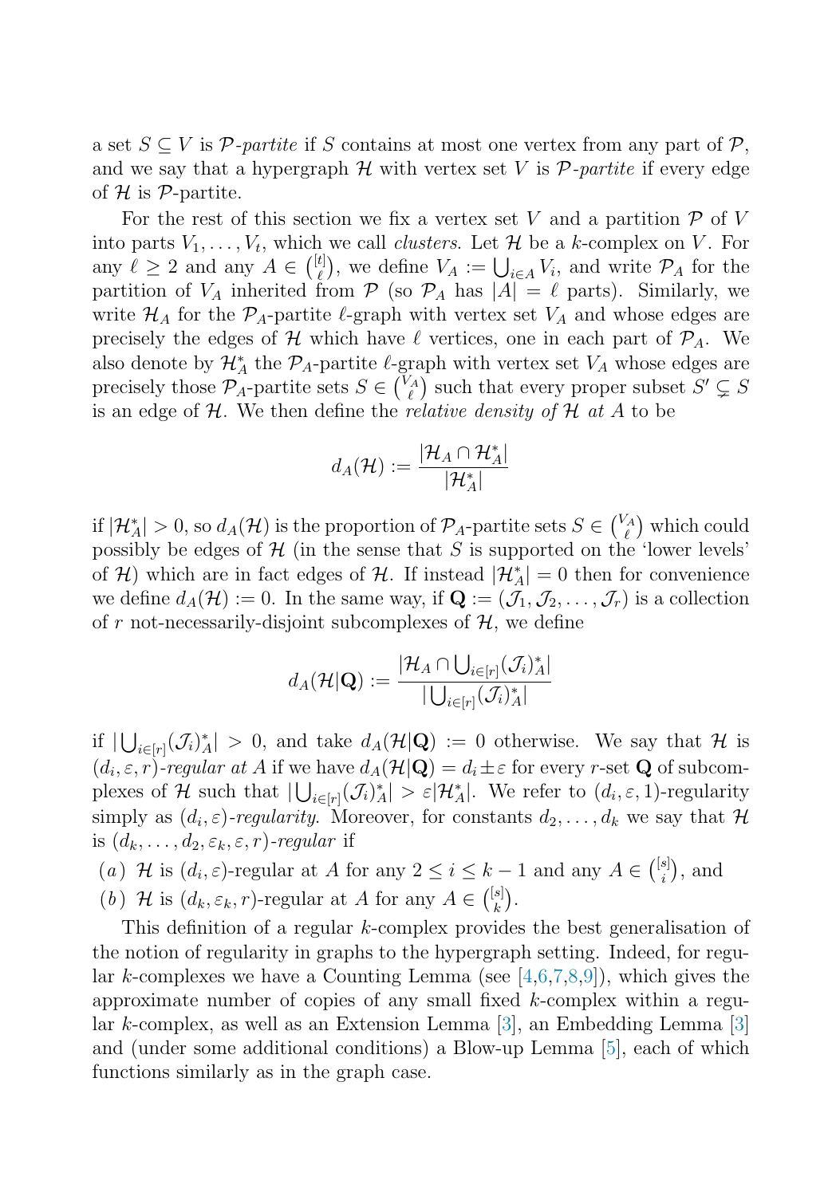a set $S \subseteq V$ is *$\mathcal{P}$-partite* if $S$ contains at most one vertex from any part of $\mathcal{P}$, and we say that a hypergraph $\mathcal{H}$ with vertex set $V$ is *$\mathcal{P}$-partite* if every edge of $\mathcal{H}$ is $\mathcal{P}$-partite.

For the rest of this section we fix a vertex set $V$ and a partition $\mathcal{P}$ of $V$ into parts $V_1, \ldots, V_t$, which we call *clusters*. Let $\mathcal{H}$ be a $k$-complex on $V$. For any $\ell \geq 2$ and any $A \in \binom{[t]}{\ell}$, we define $V_A := \bigcup_{i \in A} V_i$, and write $\mathcal{P}_A$ for the partition of $V_A$ inherited from $\mathcal{P}$ (so $\mathcal{P}_A$ has $|A| = \ell$ parts). Similarly, we write $\mathcal{H}_A$ for the $\mathcal{P}_A$-partite $\ell$-graph with vertex set $V_A$ and whose edges are precisely the edges of $\mathcal{H}$ which have $\ell$ vertices, one in each part of $\mathcal{P}_A$. We also denote by $\mathcal{H}^*_A$ the $\mathcal{P}_A$-partite $\ell$-graph with vertex set $V_A$ whose edges are precisely those $\mathcal{P}_A$-partite sets $S \in \binom{V_A}{\ell}$ such that every proper subset $S' \subsetneq S$ is an edge of $\mathcal{H}$. We then define the *relative density of $\mathcal{H}$ at $A$* to be

$$d_A(\mathcal{H}) := \frac{|\mathcal{H}_A \cap \mathcal{H}^*_A|}{|\mathcal{H}^*_A|}$$

if $|\mathcal{H}^*_A| > 0$, so $d_A(\mathcal{H})$ is the proportion of $\mathcal{P}_A$-partite sets $S \in \binom{V_A}{\ell}$ which could possibly be edges of $\mathcal{H}$ (in the sense that $S$ is supported on the 'lower levels' of $\mathcal{H}$) which are in fact edges of $\mathcal{H}$. If instead $|\mathcal{H}^*_A| = 0$ then for convenience we define $d_A(\mathcal{H}) := 0$. In the same way, if $\mathbf{Q} := (\mathcal{J}_1, \mathcal{J}_2, \ldots, \mathcal{J}_r)$ is a collection of $r$ not-necessarily-disjoint subcomplexes of $\mathcal{H}$, we define

$$d_A(\mathcal{H}|\mathbf{Q}) := \frac{|\mathcal{H}_A \cap \bigcup_{i \in [r]} (\mathcal{J}_i)^*_A|}{|\bigcup_{i \in [r]} (\mathcal{J}_i)^*_A|}$$

if $|\bigcup_{i \in [r]} (\mathcal{J}_i)^*_A| > 0$, and take $d_A(\mathcal{H}|\mathbf{Q}) := 0$ otherwise. We say that $\mathcal{H}$ is *$(d_i, \varepsilon, r)$-regular at $A$* if we have $d_A(\mathcal{H}|\mathbf{Q}) = d_i \pm \varepsilon$ for every $r$-set $\mathbf{Q}$ of subcomplexes of $\mathcal{H}$ such that $|\bigcup_{i \in [r]} (\mathcal{J}_i)^*_A| > \varepsilon |\mathcal{H}^*_A|$. We refer to $(d_i, \varepsilon, 1)$-regularity simply as *$(d_i, \varepsilon)$-regularity*. Moreover, for constants $d_2, \ldots, d_k$ we say that $\mathcal{H}$ is *$(d_k, \ldots, d_2, \varepsilon_k, \varepsilon, r)$-regular* if

(*a*) $\mathcal{H}$ is $(d_i, \varepsilon)$-regular at $A$ for any $2 \leq i \leq k-1$ and any $A \in \binom{[s]}{i}$, and

(*b*) $\mathcal{H}$ is $(d_k, \varepsilon_k, r)$-regular at $A$ for any $A \in \binom{[s]}{k}$.

This definition of a regular $k$-complex provides the best generalisation of the notion of regularity in graphs to the hypergraph setting. Indeed, for regular $k$-complexes we have a Counting Lemma (see [4,6,7,8,9]), which gives the approximate number of copies of any small fixed $k$-complex within a regular $k$-complex, as well as an Extension Lemma [3], an Embedding Lemma [3] and (under some additional conditions) a Blow-up Lemma [5], each of which functions similarly as in the graph case.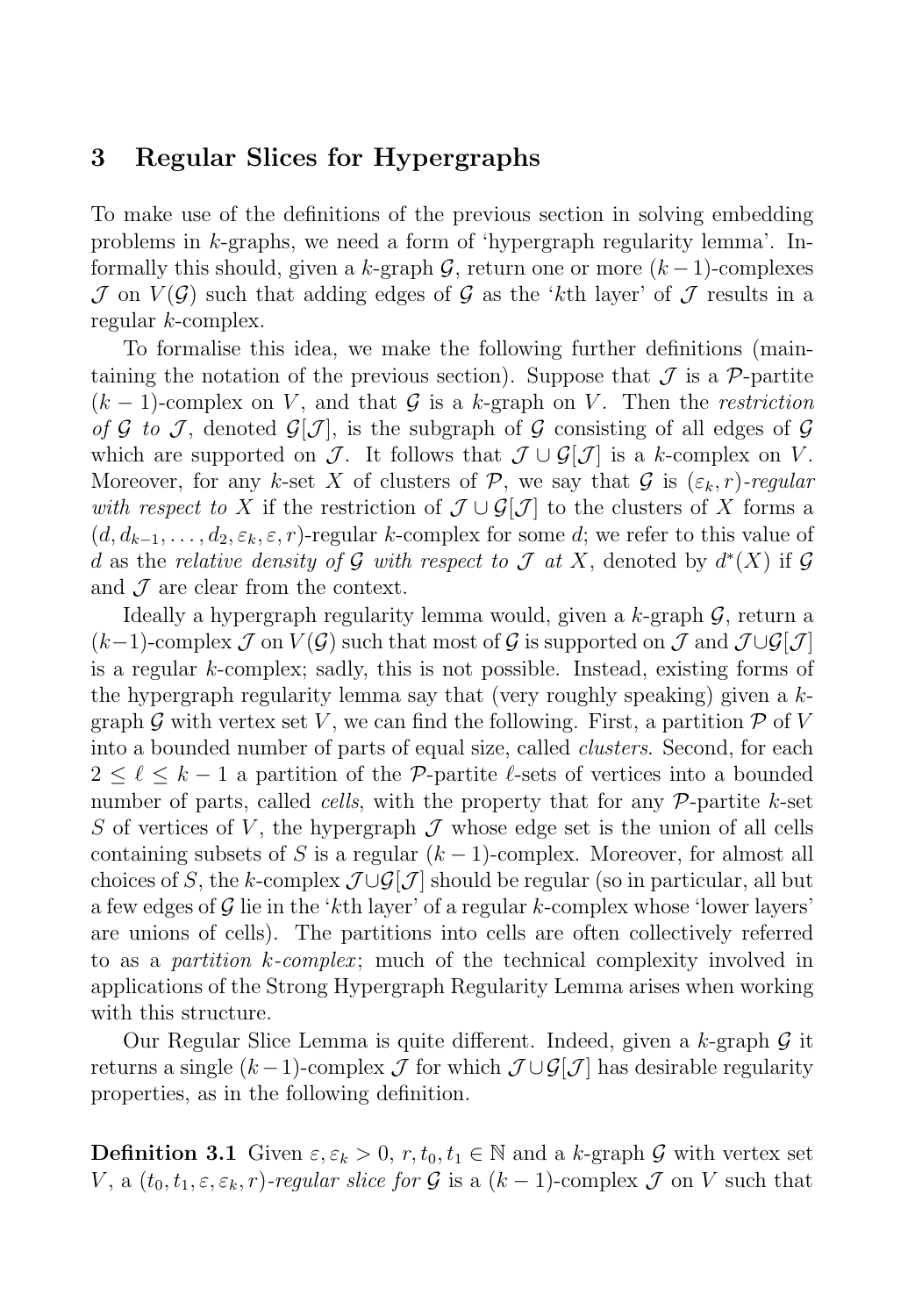## 3 Regular Slices for Hypergraphs

To make use of the definitions of the previous section in solving embedding problems in $k$-graphs, we need a form of 'hypergraph regularity lemma'. Informally this should, given a $k$-graph $\mathcal{G}$, return one or more $(k-1)$-complexes $\mathcal{J}$ on $V(\mathcal{G})$ such that adding edges of $\mathcal{G}$ as the '$k$th layer' of $\mathcal{J}$ results in a regular $k$-complex.

To formalise this idea, we make the following further definitions (maintaining the notation of the previous section). Suppose that $\mathcal{J}$ is a $\mathcal{P}$-partite $(k-1)$-complex on $V$, and that $\mathcal{G}$ is a $k$-graph on $V$. Then the *restriction of $\mathcal{G}$ to $\mathcal{J}$*, denoted $\mathcal{G}[\mathcal{J}]$, is the subgraph of $\mathcal{G}$ consisting of all edges of $\mathcal{G}$ which are supported on $\mathcal{J}$. It follows that $\mathcal{J} \cup \mathcal{G}[\mathcal{J}]$ is a $k$-complex on $V$. Moreover, for any $k$-set $X$ of clusters of $\mathcal{P}$, we say that $\mathcal{G}$ is *$(\varepsilon_k, r)$-regular with respect to* $X$ if the restriction of $\mathcal{J} \cup \mathcal{G}[\mathcal{J}]$ to the clusters of $X$ forms a $(d, d_{k-1}, \ldots, d_2, \varepsilon_k, \varepsilon, r)$-regular $k$-complex for some $d$; we refer to this value of $d$ as the *relative density of $\mathcal{G}$ with respect to $\mathcal{J}$ at* $X$, denoted by $d^*(X)$ if $\mathcal{G}$ and $\mathcal{J}$ are clear from the context.

Ideally a hypergraph regularity lemma would, given a $k$-graph $\mathcal{G}$, return a $(k-1)$-complex $\mathcal{J}$ on $V(\mathcal{G})$ such that most of $\mathcal{G}$ is supported on $\mathcal{J}$ and $\mathcal{J} \cup \mathcal{G}[\mathcal{J}]$ is a regular $k$-complex; sadly, this is not possible. Instead, existing forms of the hypergraph regularity lemma say that (very roughly speaking) given a $k$-graph $\mathcal{G}$ with vertex set $V$, we can find the following. First, a partition $\mathcal{P}$ of $V$ into a bounded number of parts of equal size, called *clusters*. Second, for each $2 \leq \ell \leq k-1$ a partition of the $\mathcal{P}$-partite $\ell$-sets of vertices into a bounded number of parts, called *cells*, with the property that for any $\mathcal{P}$-partite $k$-set $S$ of vertices of $V$, the hypergraph $\mathcal{J}$ whose edge set is the union of all cells containing subsets of $S$ is a regular $(k-1)$-complex. Moreover, for almost all choices of $S$, the $k$-complex $\mathcal{J} \cup \mathcal{G}[\mathcal{J}]$ should be regular (so in particular, all but a few edges of $\mathcal{G}$ lie in the '$k$th layer' of a regular $k$-complex whose 'lower layers' are unions of cells). The partitions into cells are often collectively referred to as a *partition $k$-complex*; much of the technical complexity involved in applications of the Strong Hypergraph Regularity Lemma arises when working with this structure.

Our Regular Slice Lemma is quite different. Indeed, given a $k$-graph $\mathcal{G}$ it returns a single $(k-1)$-complex $\mathcal{J}$ for which $\mathcal{J} \cup \mathcal{G}[\mathcal{J}]$ has desirable regularity properties, as in the following definition.

**Definition 3.1** Given $\varepsilon, \varepsilon_k > 0$, $r, t_0, t_1 \in \mathbb{N}$ and a $k$-graph $\mathcal{G}$ with vertex set $V$, a $(t_0, t_1, \varepsilon, \varepsilon_k, r)$*-regular slice for* $\mathcal{G}$ is a $(k-1)$-complex $\mathcal{J}$ on $V$ such that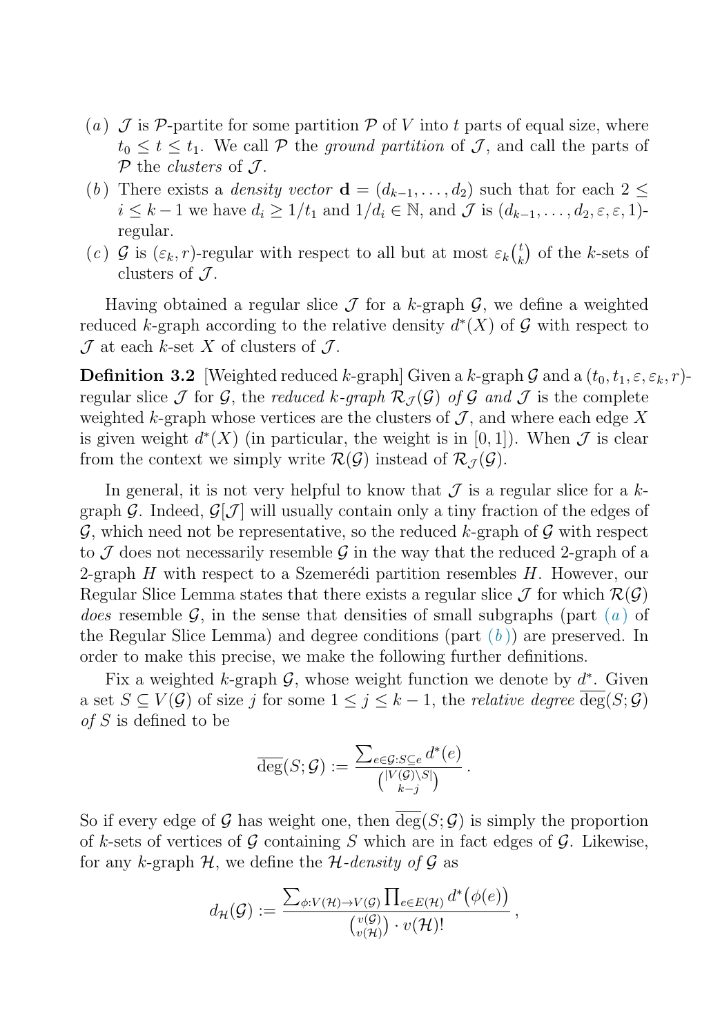(*a*) $\mathcal{J}$ is $\mathcal{P}$-partite for some partition $\mathcal{P}$ of $V$ into $t$ parts of equal size, where $t_0 \leq t \leq t_1$. We call $\mathcal{P}$ the *ground partition* of $\mathcal{J}$, and call the parts of $\mathcal{P}$ the *clusters* of $\mathcal{J}$.

(*b*) There exists a *density vector* $\mathbf{d} = (d_{k-1}, \ldots, d_2)$ such that for each $2 \leq i \leq k-1$ we have $d_i \geq 1/t_1$ and $1/d_i \in \mathbb{N}$, and $\mathcal{J}$ is $(d_{k-1}, \ldots, d_2, \varepsilon, \varepsilon, 1)$-regular.

(*c*) $\mathcal{G}$ is $(\varepsilon_k, r)$-regular with respect to all but at most $\varepsilon_k \binom{t}{k}$ of the $k$-sets of clusters of $\mathcal{J}$.

Having obtained a regular slice $\mathcal{J}$ for a $k$-graph $\mathcal{G}$, we define a weighted reduced $k$-graph according to the relative density $d^*(X)$ of $\mathcal{G}$ with respect to $\mathcal{J}$ at each $k$-set $X$ of clusters of $\mathcal{J}$.

**Definition 3.2** [Weighted reduced $k$-graph] Given a $k$-graph $\mathcal{G}$ and a $(t_0, t_1, \varepsilon, \varepsilon_k, r)$-regular slice $\mathcal{J}$ for $\mathcal{G}$, the *reduced $k$-graph* $\mathcal{R}_{\mathcal{J}}(\mathcal{G})$ *of* $\mathcal{G}$ *and* $\mathcal{J}$ is the complete weighted $k$-graph whose vertices are the clusters of $\mathcal{J}$, and where each edge $X$ is given weight $d^*(X)$ (in particular, the weight is in $[0,1]$). When $\mathcal{J}$ is clear from the context we simply write $\mathcal{R}(\mathcal{G})$ instead of $\mathcal{R}_{\mathcal{J}}(\mathcal{G})$.

In general, it is not very helpful to know that $\mathcal{J}$ is a regular slice for a $k$-graph $\mathcal{G}$. Indeed, $\mathcal{G}[\mathcal{J}]$ will usually contain only a tiny fraction of the edges of $\mathcal{G}$, which need not be representative, so the reduced $k$-graph of $\mathcal{G}$ with respect to $\mathcal{J}$ does not necessarily resemble $\mathcal{G}$ in the way that the reduced 2-graph of a 2-graph $H$ with respect to a Szemerédi partition resembles $H$. However, our Regular Slice Lemma states that there exists a regular slice $\mathcal{J}$ for which $\mathcal{R}(\mathcal{G})$ *does* resemble $\mathcal{G}$, in the sense that densities of small subgraphs (part (*a*) of the Regular Slice Lemma) and degree conditions (part (*b*)) are preserved. In order to make this precise, we make the following further definitions.

Fix a weighted $k$-graph $\mathcal{G}$, whose weight function we denote by $d^*$. Given a set $S \subseteq V(\mathcal{G})$ of size $j$ for some $1 \leq j \leq k-1$, the *relative degree* $\overline{\deg}(S; \mathcal{G})$ *of* $S$ is defined to be

$$\overline{\deg}(S; \mathcal{G}) := \frac{\sum_{e \in \mathcal{G}: S \subseteq e} d^*(e)}{\binom{|V(\mathcal{G}) \setminus S|}{k-j}} .$$

So if every edge of $\mathcal{G}$ has weight one, then $\overline{\deg}(S; \mathcal{G})$ is simply the proportion of $k$-sets of vertices of $\mathcal{G}$ containing $S$ which are in fact edges of $\mathcal{G}$. Likewise, for any $k$-graph $\mathcal{H}$, we define the *$\mathcal{H}$-density of* $\mathcal{G}$ as

$$d_{\mathcal{H}}(\mathcal{G}) := \frac{\sum_{\phi: V(\mathcal{H}) \to V(\mathcal{G})} \prod_{e \in E(\mathcal{H})} d^*\big(\phi(e)\big)}{\binom{v(\mathcal{G})}{v(\mathcal{H})} \cdot v(\mathcal{H})!} ,$$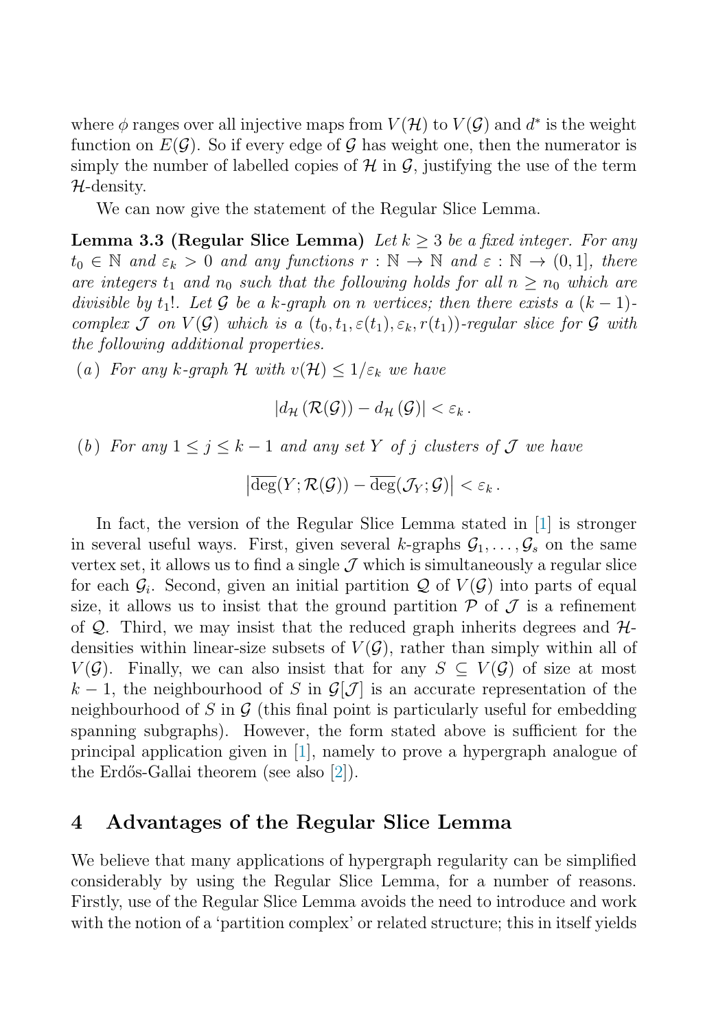where $\phi$ ranges over all injective maps from $V(\mathcal{H})$ to $V(\mathcal{G})$ and $d^*$ is the weight function on $E(\mathcal{G})$. So if every edge of $\mathcal{G}$ has weight one, then the numerator is simply the number of labelled copies of $\mathcal{H}$ in $\mathcal{G}$, justifying the use of the term $\mathcal{H}$-density.

We can now give the statement of the Regular Slice Lemma.

**Lemma 3.3 (Regular Slice Lemma)** *Let $k \geq 3$ be a fixed integer. For any $t_0 \in \mathbb{N}$ and $\varepsilon_k > 0$ and any functions $r : \mathbb{N} \to \mathbb{N}$ and $\varepsilon : \mathbb{N} \to (0, 1]$, there are integers $t_1$ and $n_0$ such that the following holds for all $n \geq n_0$ which are divisible by $t_1!$. Let $\mathcal{G}$ be a $k$-graph on $n$ vertices; then there exists a $(k-1)$-complex $\mathcal{J}$ on $V(\mathcal{G})$ which is a $(t_0, t_1, \varepsilon(t_1), \varepsilon_k, r(t_1))$-regular slice for $\mathcal{G}$ with the following additional properties.*

(*a*) *For any $k$-graph $\mathcal{H}$ with $v(\mathcal{H}) \leq 1/\varepsilon_k$ we have*

$$|d_{\mathcal{H}}(\mathcal{R}(\mathcal{G})) - d_{\mathcal{H}}(\mathcal{G})| < \varepsilon_k \,.$$

(*b*) *For any $1 \leq j \leq k-1$ and any set $Y$ of $j$ clusters of $\mathcal{J}$ we have*

$$\left|\overline{\deg}(Y; \mathcal{R}(\mathcal{G})) - \overline{\deg}(\mathcal{J}_Y; \mathcal{G})\right| < \varepsilon_k \,.$$

In fact, the version of the Regular Slice Lemma stated in [1] is stronger in several useful ways. First, given several $k$-graphs $\mathcal{G}_1, \ldots, \mathcal{G}_s$ on the same vertex set, it allows us to find a single $\mathcal{J}$ which is simultaneously a regular slice for each $\mathcal{G}_i$. Second, given an initial partition $\mathcal{Q}$ of $V(\mathcal{G})$ into parts of equal size, it allows us to insist that the ground partition $\mathcal{P}$ of $\mathcal{J}$ is a refinement of $\mathcal{Q}$. Third, we may insist that the reduced graph inherits degrees and $\mathcal{H}$-densities within linear-size subsets of $V(\mathcal{G})$, rather than simply within all of $V(\mathcal{G})$. Finally, we can also insist that for any $S \subseteq V(\mathcal{G})$ of size at most $k-1$, the neighbourhood of $S$ in $\mathcal{G}[\mathcal{J}]$ is an accurate representation of the neighbourhood of $S$ in $\mathcal{G}$ (this final point is particularly useful for embedding spanning subgraphs). However, the form stated above is sufficient for the principal application given in [1], namely to prove a hypergraph analogue of the Erdős-Gallai theorem (see also [2]).

## 4 Advantages of the Regular Slice Lemma

We believe that many applications of hypergraph regularity can be simplified considerably by using the Regular Slice Lemma, for a number of reasons. Firstly, use of the Regular Slice Lemma avoids the need to introduce and work with the notion of a 'partition complex' or related structure; this in itself yields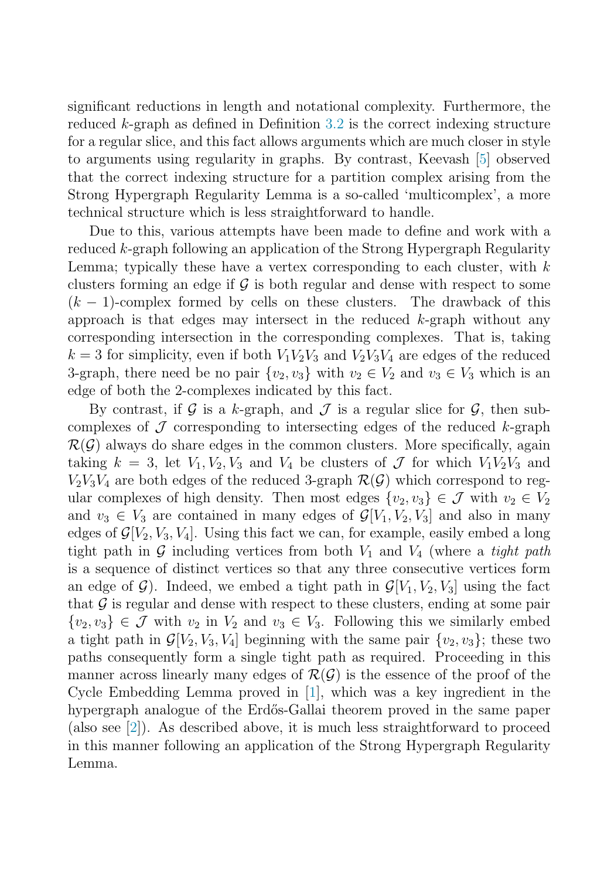significant reductions in length and notational complexity. Furthermore, the reduced $k$-graph as defined in Definition 3.2 is the correct indexing structure for a regular slice, and this fact allows arguments which are much closer in style to arguments using regularity in graphs. By contrast, Keevash [5] observed that the correct indexing structure for a partition complex arising from the Strong Hypergraph Regularity Lemma is a so-called 'multicomplex', a more technical structure which is less straightforward to handle.

Due to this, various attempts have been made to define and work with a reduced $k$-graph following an application of the Strong Hypergraph Regularity Lemma; typically these have a vertex corresponding to each cluster, with $k$ clusters forming an edge if $\mathcal{G}$ is both regular and dense with respect to some $(k-1)$-complex formed by cells on these clusters. The drawback of this approach is that edges may intersect in the reduced $k$-graph without any corresponding intersection in the corresponding complexes. That is, taking $k = 3$ for simplicity, even if both $V_1V_2V_3$ and $V_2V_3V_4$ are edges of the reduced 3-graph, there need be no pair $\{v_2, v_3\}$ with $v_2 \in V_2$ and $v_3 \in V_3$ which is an edge of both the 2-complexes indicated by this fact.

By contrast, if $\mathcal{G}$ is a $k$-graph, and $\mathcal{J}$ is a regular slice for $\mathcal{G}$, then subcomplexes of $\mathcal{J}$ corresponding to intersecting edges of the reduced $k$-graph $\mathcal{R}(\mathcal{G})$ always do share edges in the common clusters. More specifically, again taking $k = 3$, let $V_1, V_2, V_3$ and $V_4$ be clusters of $\mathcal{J}$ for which $V_1V_2V_3$ and $V_2V_3V_4$ are both edges of the reduced 3-graph $\mathcal{R}(\mathcal{G})$ which correspond to regular complexes of high density. Then most edges $\{v_2, v_3\} \in \mathcal{J}$ with $v_2 \in V_2$ and $v_3 \in V_3$ are contained in many edges of $\mathcal{G}[V_1, V_2, V_3]$ and also in many edges of $\mathcal{G}[V_2, V_3, V_4]$. Using this fact we can, for example, easily embed a long tight path in $\mathcal{G}$ including vertices from both $V_1$ and $V_4$ (where a *tight path* is a sequence of distinct vertices so that any three consecutive vertices form an edge of $\mathcal{G}$). Indeed, we embed a tight path in $\mathcal{G}[V_1, V_2, V_3]$ using the fact that $\mathcal{G}$ is regular and dense with respect to these clusters, ending at some pair $\{v_2, v_3\} \in \mathcal{J}$ with $v_2$ in $V_2$ and $v_3 \in V_3$. Following this we similarly embed a tight path in $\mathcal{G}[V_2, V_3, V_4]$ beginning with the same pair $\{v_2, v_3\}$; these two paths consequently form a single tight path as required. Proceeding in this manner across linearly many edges of $\mathcal{R}(\mathcal{G})$ is the essence of the proof of the Cycle Embedding Lemma proved in [1], which was a key ingredient in the hypergraph analogue of the Erdős-Gallai theorem proved in the same paper (also see [2]). As described above, it is much less straightforward to proceed in this manner following an application of the Strong Hypergraph Regularity Lemma.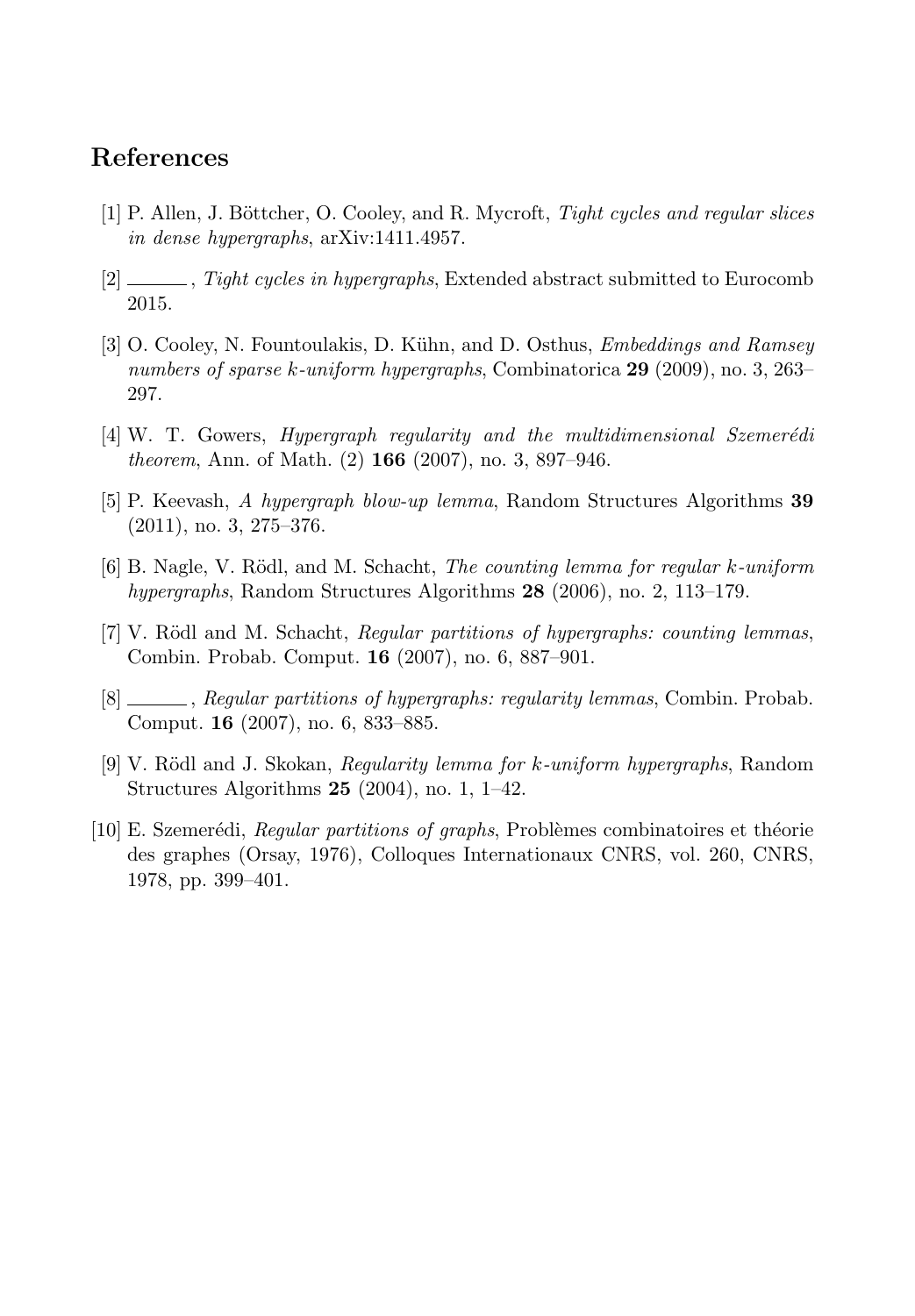## References

[1] P. Allen, J. Böttcher, O. Cooley, and R. Mycroft, *Tight cycles and regular slices in dense hypergraphs*, arXiv:1411.4957.

[2] ———, *Tight cycles in hypergraphs*, Extended abstract submitted to Eurocomb 2015.

[3] O. Cooley, N. Fountoulakis, D. Kühn, and D. Osthus, *Embeddings and Ramsey numbers of sparse $k$-uniform hypergraphs*, Combinatorica **29** (2009), no. 3, 263–297.

[4] W. T. Gowers, *Hypergraph regularity and the multidimensional Szemerédi theorem*, Ann. of Math. (2) **166** (2007), no. 3, 897–946.

[5] P. Keevash, *A hypergraph blow-up lemma*, Random Structures Algorithms **39** (2011), no. 3, 275–376.

[6] B. Nagle, V. Rödl, and M. Schacht, *The counting lemma for regular $k$-uniform hypergraphs*, Random Structures Algorithms **28** (2006), no. 2, 113–179.

[7] V. Rödl and M. Schacht, *Regular partitions of hypergraphs: counting lemmas*, Combin. Probab. Comput. **16** (2007), no. 6, 887–901.

[8] ———, *Regular partitions of hypergraphs: regularity lemmas*, Combin. Probab. Comput. **16** (2007), no. 6, 833–885.

[9] V. Rödl and J. Skokan, *Regularity lemma for $k$-uniform hypergraphs*, Random Structures Algorithms **25** (2004), no. 1, 1–42.

[10] E. Szemerédi, *Regular partitions of graphs*, Problèmes combinatoires et théorie des graphes (Orsay, 1976), Colloques Internationaux CNRS, vol. 260, CNRS, 1978, pp. 399–401.